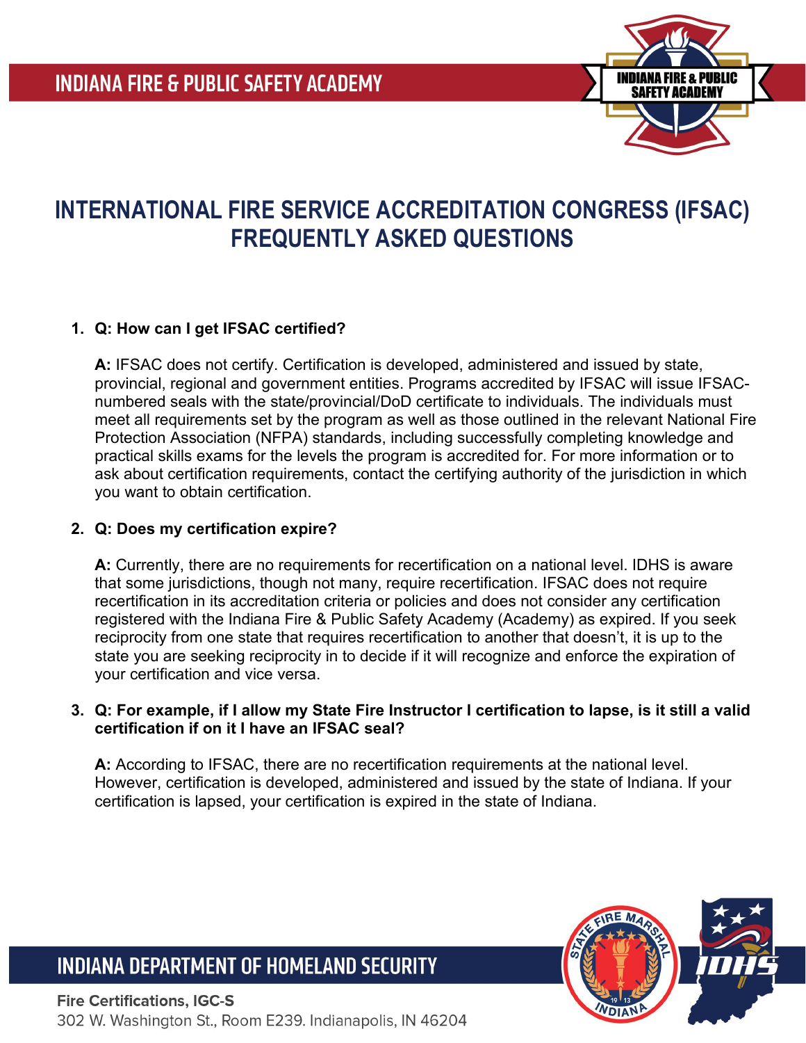# INTERNATIONAL FIRE SERVICE ACCREDITATION CONGRESS (IFSAC) FREQUENTLY ASKED QUESTIONS

1. **Q: How can I get IFSAC certified?**

   **A:** IFSAC does not certify. Certification is developed, administered and issued by state, provincial, regional and government entities. Programs accredited by IFSAC will issue IFSAC-numbered seals with the state/provincial/DoD certificate to individuals. The individuals must meet all requirements set by the program as well as those outlined in the relevant National Fire Protection Association (NFPA) standards, including successfully completing knowledge and practical skills exams for the levels the program is accredited for. For more information or to ask about certification requirements, contact the certifying authority of the jurisdiction in which you want to obtain certification.

2. **Q: Does my certification expire?**

   **A:** Currently, there are no requirements for recertification on a national level. IDHS is aware that some jurisdictions, though not many, require recertification. IFSAC does not require recertification in its accreditation criteria or policies and does not consider any certification registered with the Indiana Fire & Public Safety Academy (Academy) as expired. If you seek reciprocity from one state that requires recertification to another that doesn't, it is up to the state you are seeking reciprocity in to decide if it will recognize and enforce the expiration of your certification and vice versa.

3. **Q: For example, if I allow my State Fire Instructor I certification to lapse, is it still a valid certification if on it I have an IFSAC seal?**

   **A:** According to IFSAC, there are no recertification requirements at the national level. However, certification is developed, administered and issued by the state of Indiana. If your certification is lapsed, your certification is expired in the state of Indiana.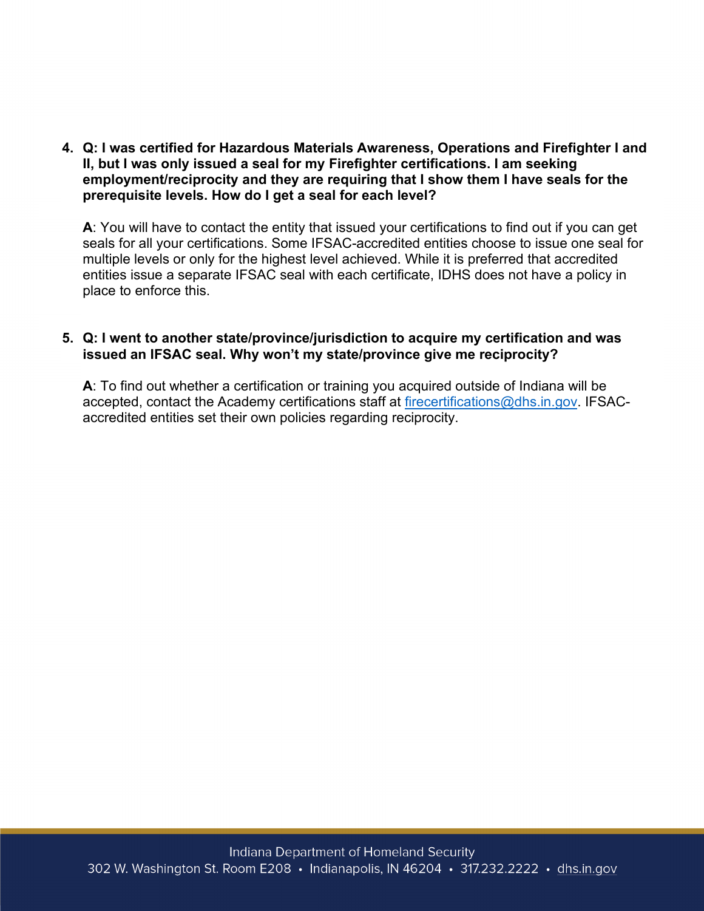4. **Q: I was certified for Hazardous Materials Awareness, Operations and Firefighter I and II, but I was only issued a seal for my Firefighter certifications. I am seeking employment/reciprocity and they are requiring that I show them I have seals for the prerequisite levels. How do I get a seal for each level?**

   **A**: You will have to contact the entity that issued your certifications to find out if you can get seals for all your certifications. Some IFSAC-accredited entities choose to issue one seal for multiple levels or only for the highest level achieved. While it is preferred that accredited entities issue a separate IFSAC seal with each certificate, IDHS does not have a policy in place to enforce this.

5. **Q: I went to another state/province/jurisdiction to acquire my certification and was issued an IFSAC seal. Why won't my state/province give me reciprocity?**

   **A**: To find out whether a certification or training you acquired outside of Indiana will be accepted, contact the Academy certifications staff at firecertifications@dhs.in.gov. IFSAC-accredited entities set their own policies regarding reciprocity.